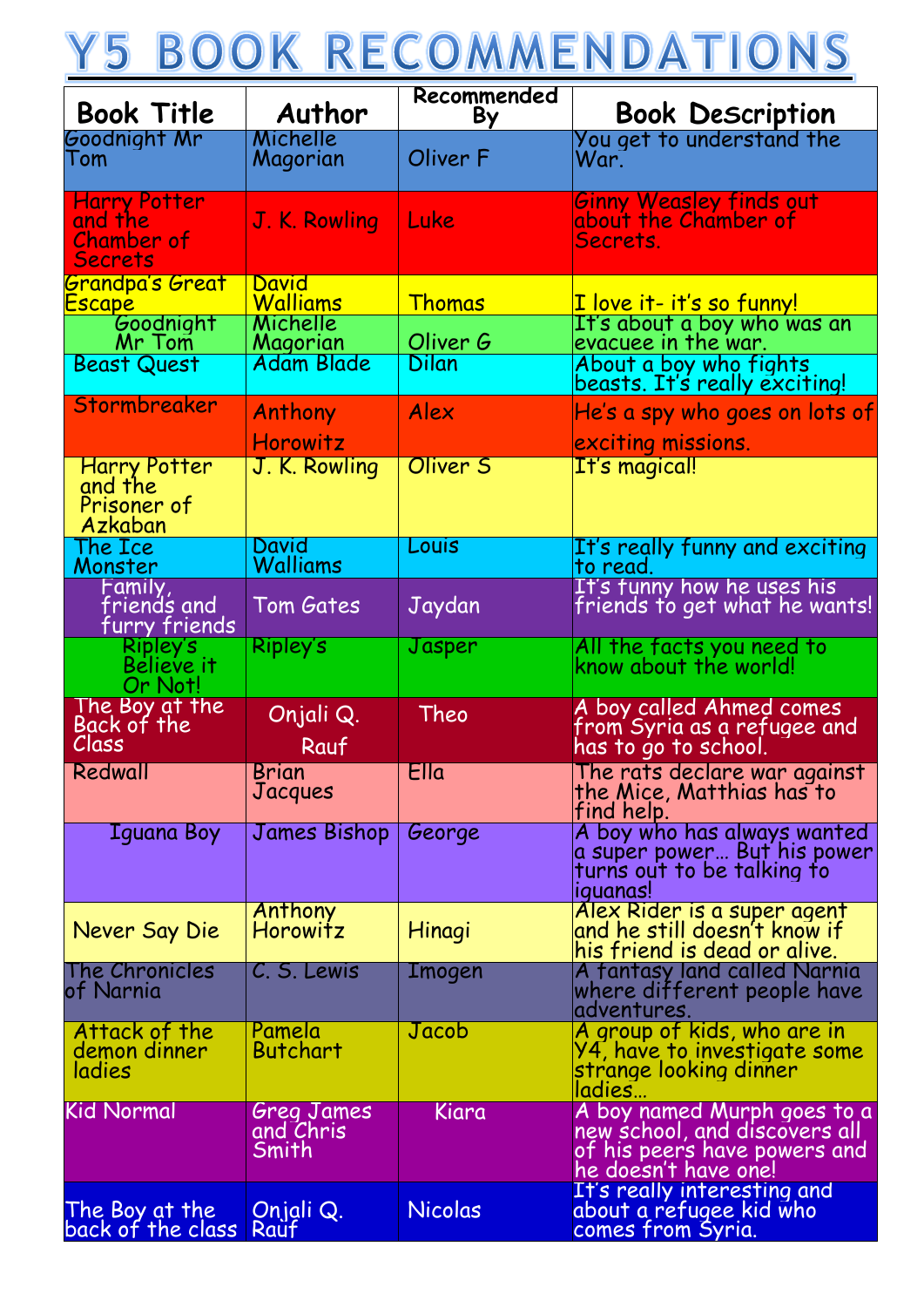# Y5 BOOK RECOMMENDATIONS

| Book Title | Author | Recommended By | Book Description |
|---|---|---|---|
| Goodnight Mr Tom | Michelle Magorian | Oliver F | You get to understand the War. |
| Harry Potter and the Chamber of Secrets | J. K. Rowling | Luke | Ginny Weasley finds out about the Chamber of Secrets. |
| Grandpa's Great Escape | David Walliams | Thomas | I love it- it's so funny! |
| Goodnight Mr Tom | Michelle Magorian | Oliver G | It's about a boy who was an evacuee in the war. |
| Beast Quest | Adam Blade | Dilan | About a boy who fights beasts. It's really exciting! |
| Stormbreaker | Anthony Horowitz | Alex | He's a spy who goes on lots of exciting missions. |
| Harry Potter and the Prisoner of Azkaban | J. K. Rowling | Oliver S | It's magical! |
| The Ice Monster | David Walliams | Louis | It's really funny and exciting to read. |
| Family, friends and furry friends | Tom Gates | Jaydan | It's funny how he uses his friends to get what he wants! |
| Ripley's Believe it Or Not! | Ripley's | Jasper | All the facts you need to know about the world! |
| The Boy at the Back of the Class | Onjali Q. Rauf | Theo | A boy called Ahmed comes from Syria as a refugee and has to go to school. |
| Redwall | Brian Jacques | Ella | The rats declare war against the Mice, Matthias has to find help. |
| Iguana Boy | James Bishop | George | A boy who has always wanted a super power… But his power turns out to be talking to iguanas! |
| Never Say Die | Anthony Horowitz | Hinagi | Alex Rider is a super agent and he still doesn't know if his friend is dead or alive. |
| The Chronicles of Narnia | C. S. Lewis | Imogen | A fantasy land called Narnia where different people have adventures. |
| Attack of the demon dinner ladies | Pamela Butchart | Jacob | A group of kids, who are in Y4, have to investigate some strange looking dinner ladies… |
| Kid Normal | Greg James and Chris Smith | Kiara | A boy named Murph goes to a new school, and discovers all of his peers have powers and he doesn't have one! |
| The Boy at the back of the class | Onjali Q. Rauf | Nicolas | It's really interesting and about a refugee kid who comes from Syria. |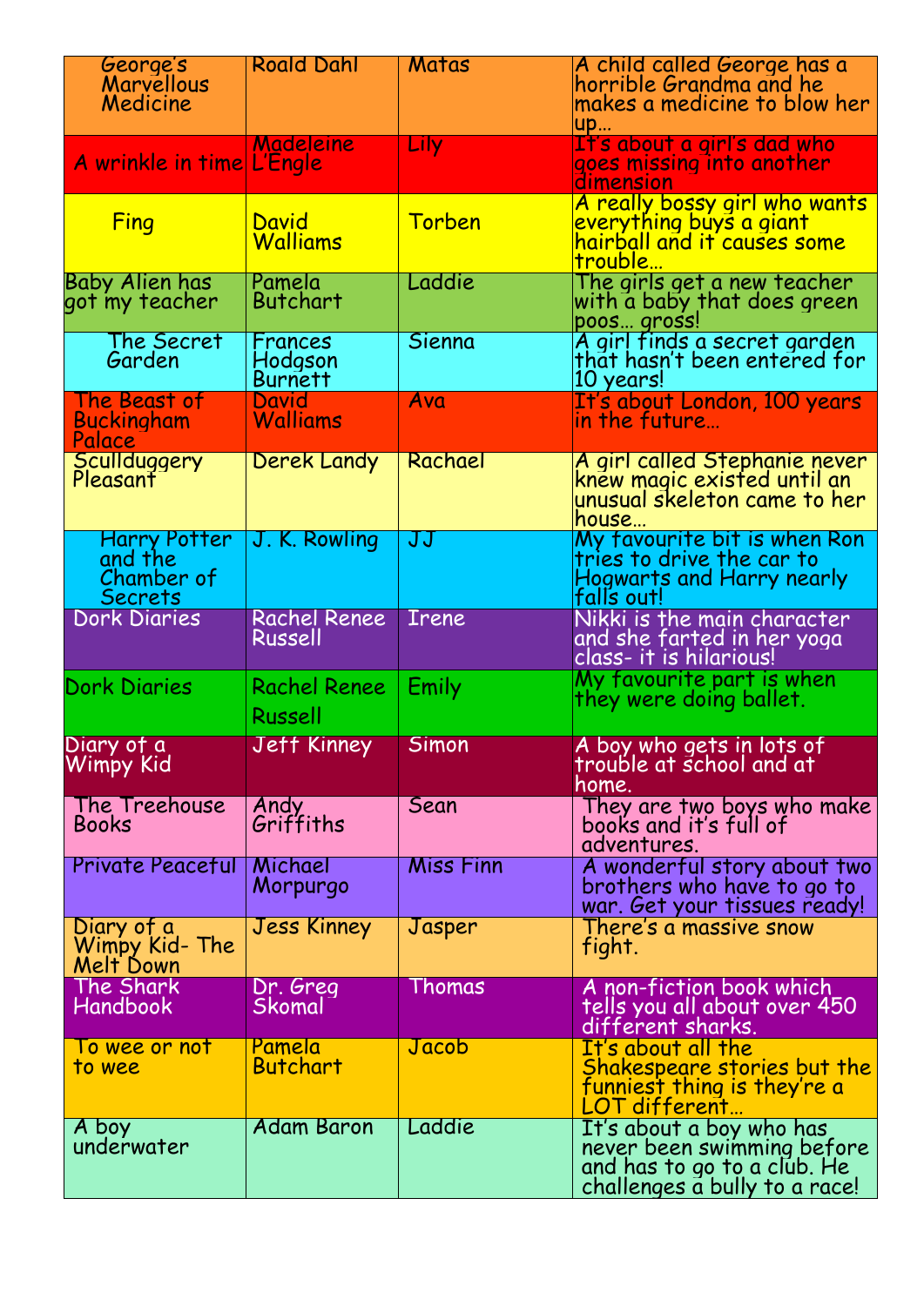| | | | |
|---|---|---|---|
| George's Marvellous Medicine | Roald Dahl | Matas | A child called George has a horrible Grandma and he makes a medicine to blow her up… |
| A wrinkle in time | Madeleine L'Engle | Lily | It's about a girl's dad who goes missing into another dimension |
| Fing | David Walliams | Torben | A really bossy girl who wants everything buys a giant hairball and it causes some trouble… |
| Baby Alien has got my teacher | Pamela Butchart | Laddie | The girls get a new teacher with a baby that does green poos… gross! |
| The Secret Garden | Frances Hodgson Burnett | Sienna | A girl finds a secret garden that hasn't been entered for 10 years! |
| The Beast of Buckingham Palace | David Walliams | Ava | It's about London, 100 years in the future… |
| Sculduggery Pleasant | Derek Landy | Rachael | A girl called Stephanie never knew magic existed until an unusual skeleton came to her house… |
| Harry Potter and the Chamber of Secrets | J. K. Rowling | JJ | My favourite bit is when Ron tries to drive the car to Hogwarts and Harry nearly falls out! |
| Dork Diaries | Rachel Renee Russell | Irene | Nikki is the main character and she farted in her yoga class- it is hilarious! |
| Dork Diaries | Rachel Renee Russell | Emily | My favourite part is when they were doing ballet. |
| Diary of a Wimpy Kid | Jeff Kinney | Simon | A boy who gets in lots of trouble at school and at home. |
| The Treehouse Books | Andy Griffiths | Sean | They are two boys who make books and it's full of adventures. |
| Private Peaceful | Michael Morpurgo | Miss Finn | A wonderful story about two brothers who have to go to war. Get your tissues ready! |
| Diary of a Wimpy Kid- The Melt Down | Jess Kinney | Jasper | There's a massive snow fight. |
| The Shark Handbook | Dr. Greg Skomal | Thomas | A non-fiction book which tells you all about over 450 different sharks. |
| To wee or not to wee | Pamela Butchart | Jacob | It's about all the Shakespeare stories but the funniest thing is they're a LOT different… |
| A boy underwater | Adam Baron | Laddie | It's about a boy who has never been swimming before and has to go to a club. He challenges a bully to a race! |